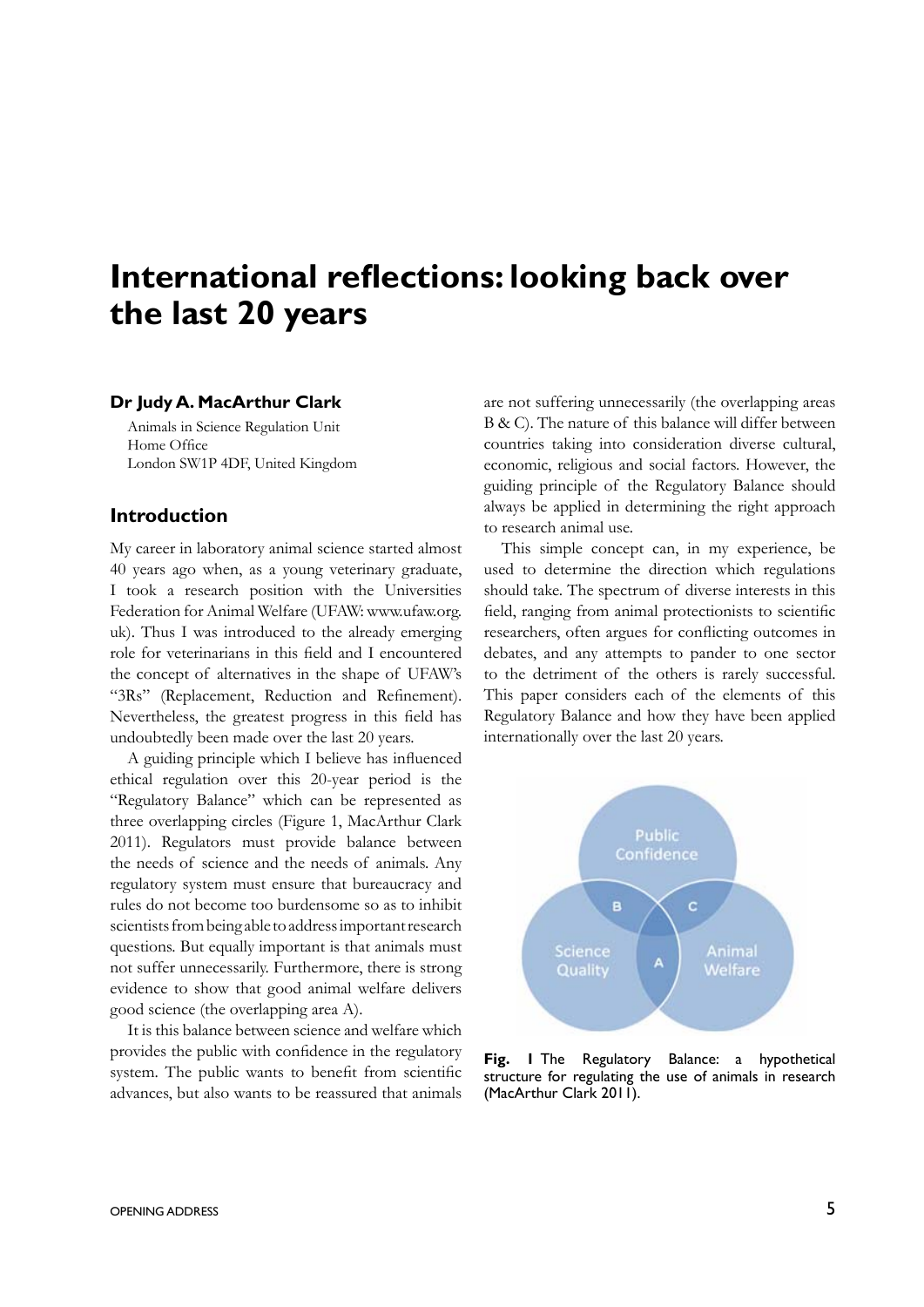# International reflections: looking back over the last 20 years

**Dr Judy A. MacArthur Clark**

Animals in Science Regulation Unit
Home Office
London SW1P 4DF, United Kingdom

## Introduction

My career in laboratory animal science started almost 40 years ago when, as a young veterinary graduate, I took a research position with the Universities Federation for Animal Welfare (UFAW: www.ufaw.org.uk). Thus I was introduced to the already emerging role for veterinarians in this field and I encountered the concept of alternatives in the shape of UFAW's "3Rs" (Replacement, Reduction and Refinement). Nevertheless, the greatest progress in this field has undoubtedly been made over the last 20 years.

A guiding principle which I believe has influenced ethical regulation over this 20-year period is the "Regulatory Balance" which can be represented as three overlapping circles (Figure 1, MacArthur Clark 2011). Regulators must provide balance between the needs of science and the needs of animals. Any regulatory system must ensure that bureaucracy and rules do not become too burdensome so as to inhibit scientists from being able to address important research questions. But equally important is that animals must not suffer unnecessarily. Furthermore, there is strong evidence to show that good animal welfare delivers good science (the overlapping area A).

It is this balance between science and welfare which provides the public with confidence in the regulatory system. The public wants to benefit from scientific advances, but also wants to be reassured that animals are not suffering unnecessarily (the overlapping areas B & C). The nature of this balance will differ between countries taking into consideration diverse cultural, economic, religious and social factors. However, the guiding principle of the Regulatory Balance should always be applied in determining the right approach to research animal use.

This simple concept can, in my experience, be used to determine the direction which regulations should take. The spectrum of diverse interests in this field, ranging from animal protectionists to scientific researchers, often argues for conflicting outcomes in debates, and any attempts to pander to one sector to the detriment of the others is rarely successful. This paper considers each of the elements of this Regulatory Balance and how they have been applied internationally over the last 20 years.

**Fig. 1** The Regulatory Balance: a hypothetical structure for regulating the use of animals in research (MacArthur Clark 2011).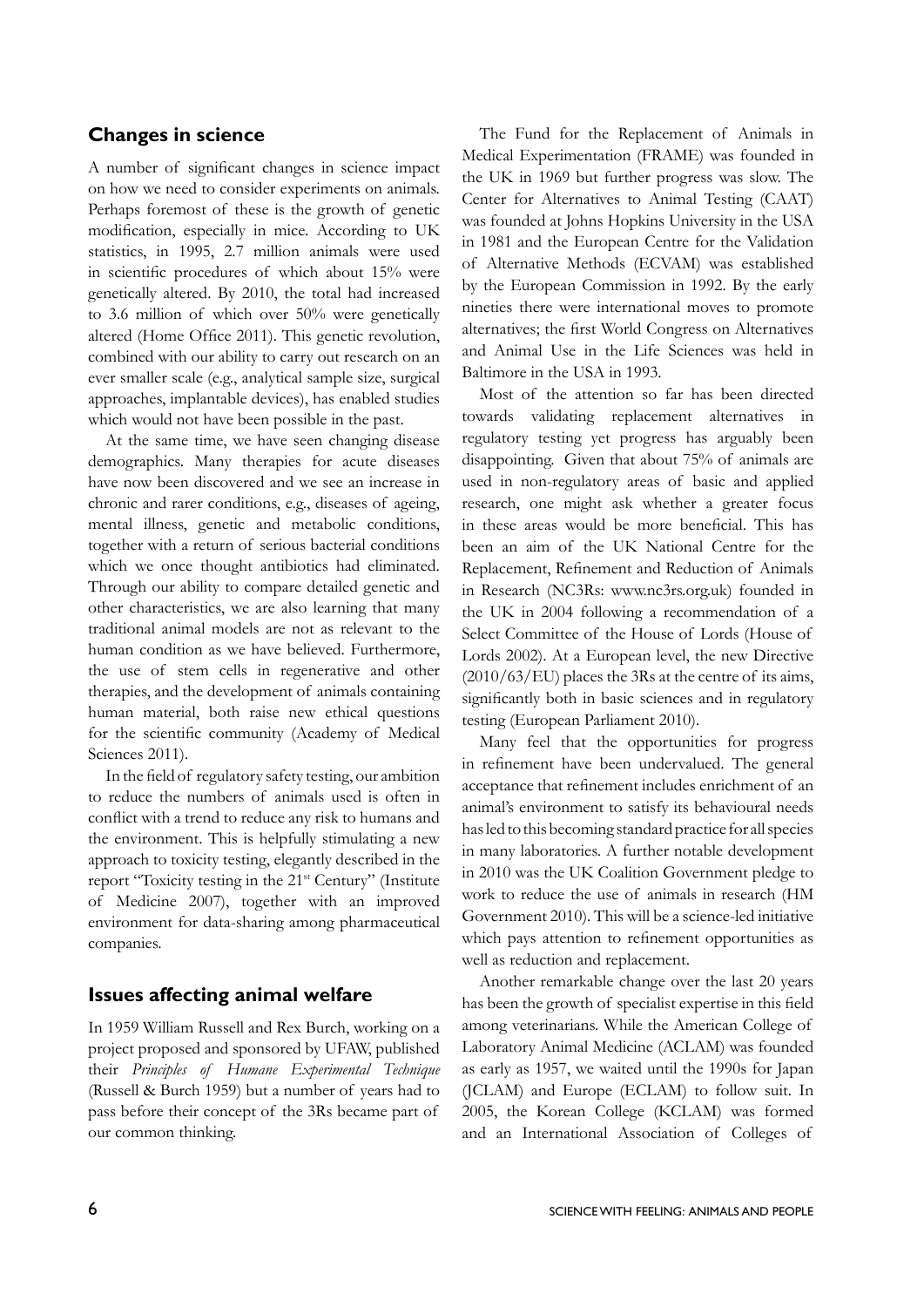## Changes in science

A number of significant changes in science impact on how we need to consider experiments on animals. Perhaps foremost of these is the growth of genetic modification, especially in mice. According to UK statistics, in 1995, 2.7 million animals were used in scientific procedures of which about 15% were genetically altered. By 2010, the total had increased to 3.6 million of which over 50% were genetically altered (Home Office 2011). This genetic revolution, combined with our ability to carry out research on an ever smaller scale (e.g., analytical sample size, surgical approaches, implantable devices), has enabled studies which would not have been possible in the past.

At the same time, we have seen changing disease demographics. Many therapies for acute diseases have now been discovered and we see an increase in chronic and rarer conditions, e.g., diseases of ageing, mental illness, genetic and metabolic conditions, together with a return of serious bacterial conditions which we once thought antibiotics had eliminated. Through our ability to compare detailed genetic and other characteristics, we are also learning that many traditional animal models are not as relevant to the human condition as we have believed. Furthermore, the use of stem cells in regenerative and other therapies, and the development of animals containing human material, both raise new ethical questions for the scientific community (Academy of Medical Sciences 2011).

In the field of regulatory safety testing, our ambition to reduce the numbers of animals used is often in conflict with a trend to reduce any risk to humans and the environment. This is helpfully stimulating a new approach to toxicity testing, elegantly described in the report "Toxicity testing in the 21st Century" (Institute of Medicine 2007), together with an improved environment for data-sharing among pharmaceutical companies.

## Issues affecting animal welfare

In 1959 William Russell and Rex Burch, working on a project proposed and sponsored by UFAW, published their *Principles of Humane Experimental Technique* (Russell & Burch 1959) but a number of years had to pass before their concept of the 3Rs became part of our common thinking.

The Fund for the Replacement of Animals in Medical Experimentation (FRAME) was founded in the UK in 1969 but further progress was slow. The Center for Alternatives to Animal Testing (CAAT) was founded at Johns Hopkins University in the USA in 1981 and the European Centre for the Validation of Alternative Methods (ECVAM) was established by the European Commission in 1992. By the early nineties there were international moves to promote alternatives; the first World Congress on Alternatives and Animal Use in the Life Sciences was held in Baltimore in the USA in 1993.

Most of the attention so far has been directed towards validating replacement alternatives in regulatory testing yet progress has arguably been disappointing. Given that about 75% of animals are used in non-regulatory areas of basic and applied research, one might ask whether a greater focus in these areas would be more beneficial. This has been an aim of the UK National Centre for the Replacement, Refinement and Reduction of Animals in Research (NC3Rs: www.nc3rs.org.uk) founded in the UK in 2004 following a recommendation of a Select Committee of the House of Lords (House of Lords 2002). At a European level, the new Directive (2010/63/EU) places the 3Rs at the centre of its aims, significantly both in basic sciences and in regulatory testing (European Parliament 2010).

Many feel that the opportunities for progress in refinement have been undervalued. The general acceptance that refinement includes enrichment of an animal's environment to satisfy its behavioural needs has led to this becoming standard practice for all species in many laboratories. A further notable development in 2010 was the UK Coalition Government pledge to work to reduce the use of animals in research (HM Government 2010). This will be a science-led initiative which pays attention to refinement opportunities as well as reduction and replacement.

Another remarkable change over the last 20 years has been the growth of specialist expertise in this field among veterinarians. While the American College of Laboratory Animal Medicine (ACLAM) was founded as early as 1957, we waited until the 1990s for Japan (JCLAM) and Europe (ECLAM) to follow suit. In 2005, the Korean College (KCLAM) was formed and an International Association of Colleges of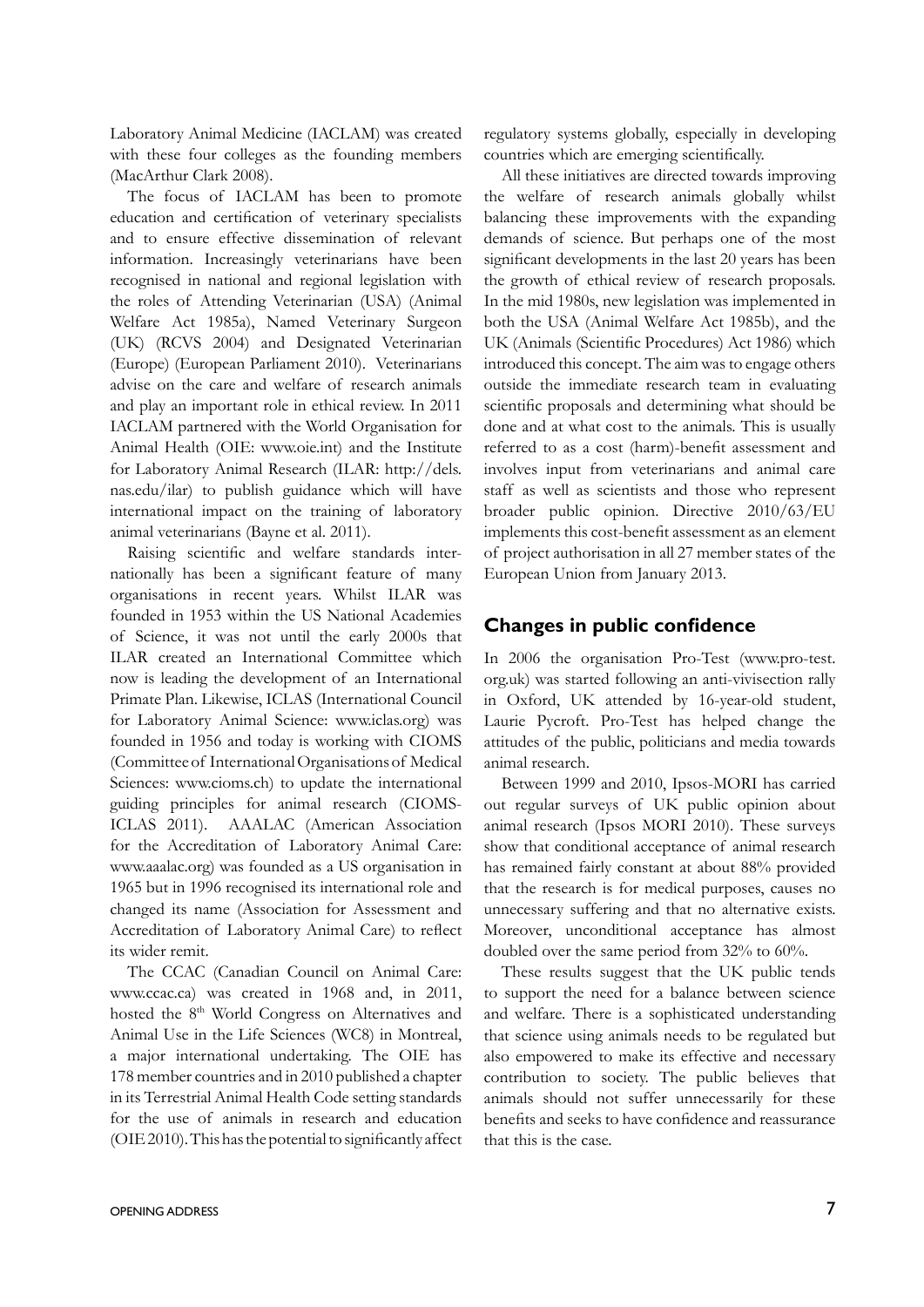Laboratory Animal Medicine (IACLAM) was created with these four colleges as the founding members (MacArthur Clark 2008).

The focus of IACLAM has been to promote education and certification of veterinary specialists and to ensure effective dissemination of relevant information. Increasingly veterinarians have been recognised in national and regional legislation with the roles of Attending Veterinarian (USA) (Animal Welfare Act 1985a), Named Veterinary Surgeon (UK) (RCVS 2004) and Designated Veterinarian (Europe) (European Parliament 2010). Veterinarians advise on the care and welfare of research animals and play an important role in ethical review. In 2011 IACLAM partnered with the World Organisation for Animal Health (OIE: www.oie.int) and the Institute for Laboratory Animal Research (ILAR: http://dels.nas.edu/ilar) to publish guidance which will have international impact on the training of laboratory animal veterinarians (Bayne et al. 2011).

Raising scientific and welfare standards internationally has been a significant feature of many organisations in recent years. Whilst ILAR was founded in 1953 within the US National Academies of Science, it was not until the early 2000s that ILAR created an International Committee which now is leading the development of an International Primate Plan. Likewise, ICLAS (International Council for Laboratory Animal Science: www.iclas.org) was founded in 1956 and today is working with CIOMS (Committee of International Organisations of Medical Sciences: www.cioms.ch) to update the international guiding principles for animal research (CIOMS-ICLAS 2011). AAALAC (American Association for the Accreditation of Laboratory Animal Care: www.aaalac.org) was founded as a US organisation in 1965 but in 1996 recognised its international role and changed its name (Association for Assessment and Accreditation of Laboratory Animal Care) to reflect its wider remit.

The CCAC (Canadian Council on Animal Care: www.ccac.ca) was created in 1968 and, in 2011, hosted the 8th World Congress on Alternatives and Animal Use in the Life Sciences (WC8) in Montreal, a major international undertaking. The OIE has 178 member countries and in 2010 published a chapter in its Terrestrial Animal Health Code setting standards for the use of animals in research and education (OIE 2010). This has the potential to significantly affect regulatory systems globally, especially in developing countries which are emerging scientifically.

All these initiatives are directed towards improving the welfare of research animals globally whilst balancing these improvements with the expanding demands of science. But perhaps one of the most significant developments in the last 20 years has been the growth of ethical review of research proposals. In the mid 1980s, new legislation was implemented in both the USA (Animal Welfare Act 1985b), and the UK (Animals (Scientific Procedures) Act 1986) which introduced this concept. The aim was to engage others outside the immediate research team in evaluating scientific proposals and determining what should be done and at what cost to the animals. This is usually referred to as a cost (harm)-benefit assessment and involves input from veterinarians and animal care staff as well as scientists and those who represent broader public opinion. Directive 2010/63/EU implements this cost-benefit assessment as an element of project authorisation in all 27 member states of the European Union from January 2013.

## Changes in public confidence

In 2006 the organisation Pro-Test (www.pro-test.org.uk) was started following an anti-vivisection rally in Oxford, UK attended by 16-year-old student, Laurie Pycroft. Pro-Test has helped change the attitudes of the public, politicians and media towards animal research.

Between 1999 and 2010, Ipsos-MORI has carried out regular surveys of UK public opinion about animal research (Ipsos MORI 2010). These surveys show that conditional acceptance of animal research has remained fairly constant at about 88% provided that the research is for medical purposes, causes no unnecessary suffering and that no alternative exists. Moreover, unconditional acceptance has almost doubled over the same period from 32% to 60%.

These results suggest that the UK public tends to support the need for a balance between science and welfare. There is a sophisticated understanding that science using animals needs to be regulated but also empowered to make its effective and necessary contribution to society. The public believes that animals should not suffer unnecessarily for these benefits and seeks to have confidence and reassurance that this is the case.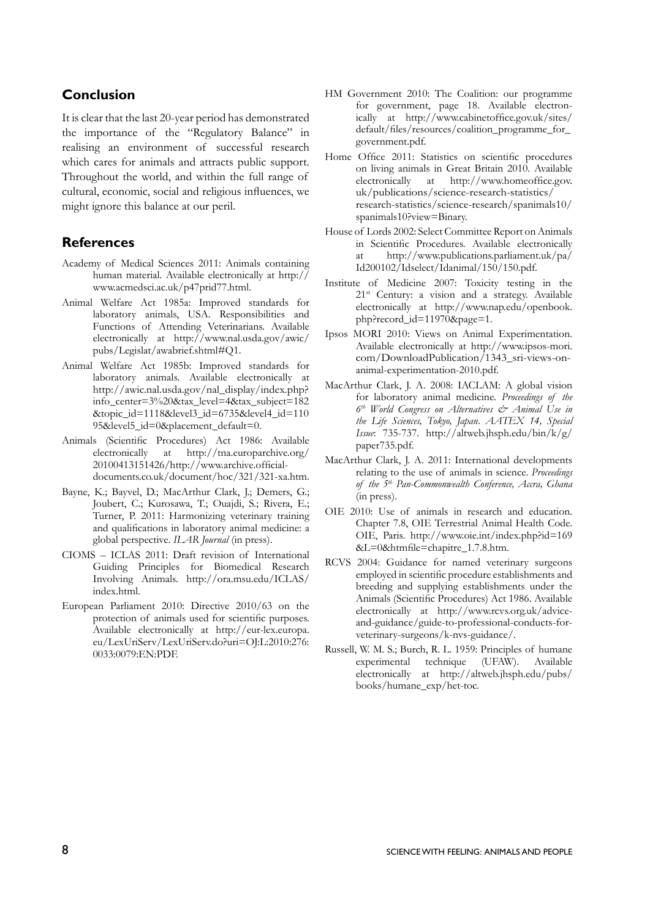## Conclusion

It is clear that the last 20-year period has demonstrated the importance of the "Regulatory Balance" in realising an environment of successful research which cares for animals and attracts public support. Throughout the world, and within the full range of cultural, economic, social and religious influences, we might ignore this balance at our peril.

## References

Academy of Medical Sciences 2011: Animals containing human material. Available electronically at http://www.acmedsci.ac.uk/p47prid77.html.

Animal Welfare Act 1985a: Improved standards for laboratory animals, USA. Responsibilities and Functions of Attending Veterinarians. Available electronically at http://www.nal.usda.gov/awic/pubs/Legislat/awabrief.shtml#Q1.

Animal Welfare Act 1985b: Improved standards for laboratory animals. Available electronically at http://awic.nal.usda.gov/nal_display/index.php?info_center=3%20&tax_level=4&tax_subject=182&topic_id=1118&level3_id=6735&level4_id=11095&level5_id=0&placement_default=0.

Animals (Scientific Procedures) Act 1986: Available electronically at http://tna.europarchive.org/20100413151426/http://www.archive.official-documents.co.uk/document/hoc/321/321-xa.htm.

Bayne, K.; Bayvel, D.; MacArthur Clark, J.; Demers, G.; Joubert, C.; Kurosawa, T.; Ouajdi, S.; Rivera, E.; Turner, P. 2011: Harmonizing veterinary training and qualifications in laboratory animal medicine: a global perspective. *ILAR Journal* (in press).

CIOMS – ICLAS 2011: Draft revision of International Guiding Principles for Biomedical Research Involving Animals. http://ora.msu.edu/ICLAS/index.html.

European Parliament 2010: Directive 2010/63 on the protection of animals used for scientific purposes. Available electronically at http://eur-lex.europa.eu/LexUriServ/LexUriServ.do?uri=OJ:L:2010:276:0033:0079:EN:PDF.

HM Government 2010: The Coalition: our programme for government, page 18. Available electronically at http://www.cabinetoffice.gov.uk/sites/default/files/resources/coalition_programme_for_government.pdf.

Home Office 2011: Statistics on scientific procedures on living animals in Great Britain 2010. Available electronically at http://www.homeoffice.gov.uk/publications/science-research-statistics/research-statistics/science-research/spanimals10/spanimals10?view=Binary.

House of Lords 2002: Select Committee Report on Animals in Scientific Procedures. Available electronically at http://www.publications.parliament.uk/pa/Id200102/Idselect/Idanimal/150/150.pdf.

Institute of Medicine 2007: Toxicity testing in the 21st Century: a vision and a strategy. Available electronically at http://www.nap.edu/openbook.php?record_id=11970&page=1.

Ipsos MORI 2010: Views on Animal Experimentation. Available electronically at http://www.ipsos-mori.com/DownloadPublication/1343_sri-views-on-animal-experimentation-2010.pdf.

MacArthur Clark, J. A. 2008: IACLAM: A global vision for laboratory animal medicine. *Proceedings of the 6th World Congress on Alternatives & Animal Use in the Life Sciences, Tokyo, Japan. AATEX 14, Special Issue*: 735-737. http://altweb.jhsph.edu/bin/k/g/paper735.pdf.

MacArthur Clark, J. A. 2011: International developments relating to the use of animals in science. *Proceedings of the 5th Pan-Commonwealth Conference, Accra, Ghana* (in press).

OIE 2010: Use of animals in research and education. Chapter 7.8, OIE Terrestrial Animal Health Code. OIE, Paris. http://www.oie.int/index.php?id=169&L=0&htmfile=chapitre_1.7.8.htm.

RCVS 2004: Guidance for named veterinary surgeons employed in scientific procedure establishments and breeding and supplying establishments under the Animals (Scientific Procedures) Act 1986. Available electronically at http://www.rcvs.org.uk/advice-and-guidance/guide-to-professional-conducts-for-veterinary-surgeons/k-nvs-guidance/.

Russell, W. M. S.; Burch, R. L. 1959: Principles of humane experimental technique (UFAW). Available electronically at http://altweb.jhsph.edu/pubs/books/humane_exp/het-toc.